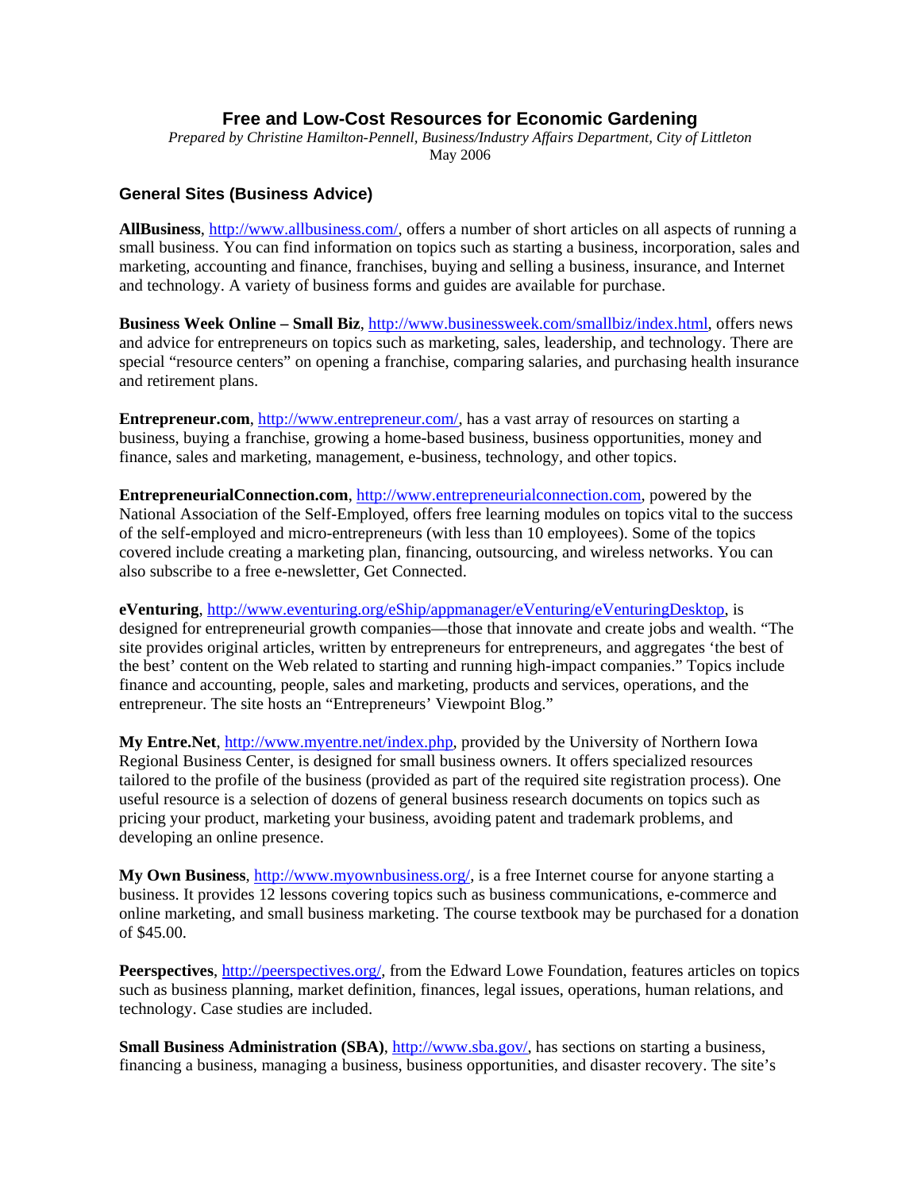# Free and Low-Cost Resources for Economic Gardening

*Prepared by Christine Hamilton-Pennell, Business/Industry Affairs Department, City of Littleton*
May 2006

## General Sites (Business Advice)

**AllBusiness**, http://www.allbusiness.com/, offers a number of short articles on all aspects of running a small business. You can find information on topics such as starting a business, incorporation, sales and marketing, accounting and finance, franchises, buying and selling a business, insurance, and Internet and technology. A variety of business forms and guides are available for purchase.

**Business Week Online – Small Biz**, http://www.businessweek.com/smallbiz/index.html, offers news and advice for entrepreneurs on topics such as marketing, sales, leadership, and technology. There are special "resource centers" on opening a franchise, comparing salaries, and purchasing health insurance and retirement plans.

**Entrepreneur.com**, http://www.entrepreneur.com/, has a vast array of resources on starting a business, buying a franchise, growing a home-based business, business opportunities, money and finance, sales and marketing, management, e-business, technology, and other topics.

**EntrepreneurialConnection.com**, http://www.entrepreneurialconnection.com, powered by the National Association of the Self-Employed, offers free learning modules on topics vital to the success of the self-employed and micro-entrepreneurs (with less than 10 employees). Some of the topics covered include creating a marketing plan, financing, outsourcing, and wireless networks. You can also subscribe to a free e-newsletter, Get Connected.

**eVenturing**, http://www.eventuring.org/eShip/appmanager/eVenturing/eVenturingDesktop, is designed for entrepreneurial growth companies—those that innovate and create jobs and wealth. "The site provides original articles, written by entrepreneurs for entrepreneurs, and aggregates 'the best of the best' content on the Web related to starting and running high-impact companies." Topics include finance and accounting, people, sales and marketing, products and services, operations, and the entrepreneur. The site hosts an "Entrepreneurs' Viewpoint Blog."

**My Entre.Net**, http://www.myentre.net/index.php, provided by the University of Northern Iowa Regional Business Center, is designed for small business owners. It offers specialized resources tailored to the profile of the business (provided as part of the required site registration process). One useful resource is a selection of dozens of general business research documents on topics such as pricing your product, marketing your business, avoiding patent and trademark problems, and developing an online presence.

**My Own Business**, http://www.myownbusiness.org/, is a free Internet course for anyone starting a business. It provides 12 lessons covering topics such as business communications, e-commerce and online marketing, and small business marketing. The course textbook may be purchased for a donation of $45.00.

**Peerspectives**, http://peerspectives.org/, from the Edward Lowe Foundation, features articles on topics such as business planning, market definition, finances, legal issues, operations, human relations, and technology. Case studies are included.

**Small Business Administration (SBA)**, http://www.sba.gov/, has sections on starting a business, financing a business, managing a business, business opportunities, and disaster recovery. The site's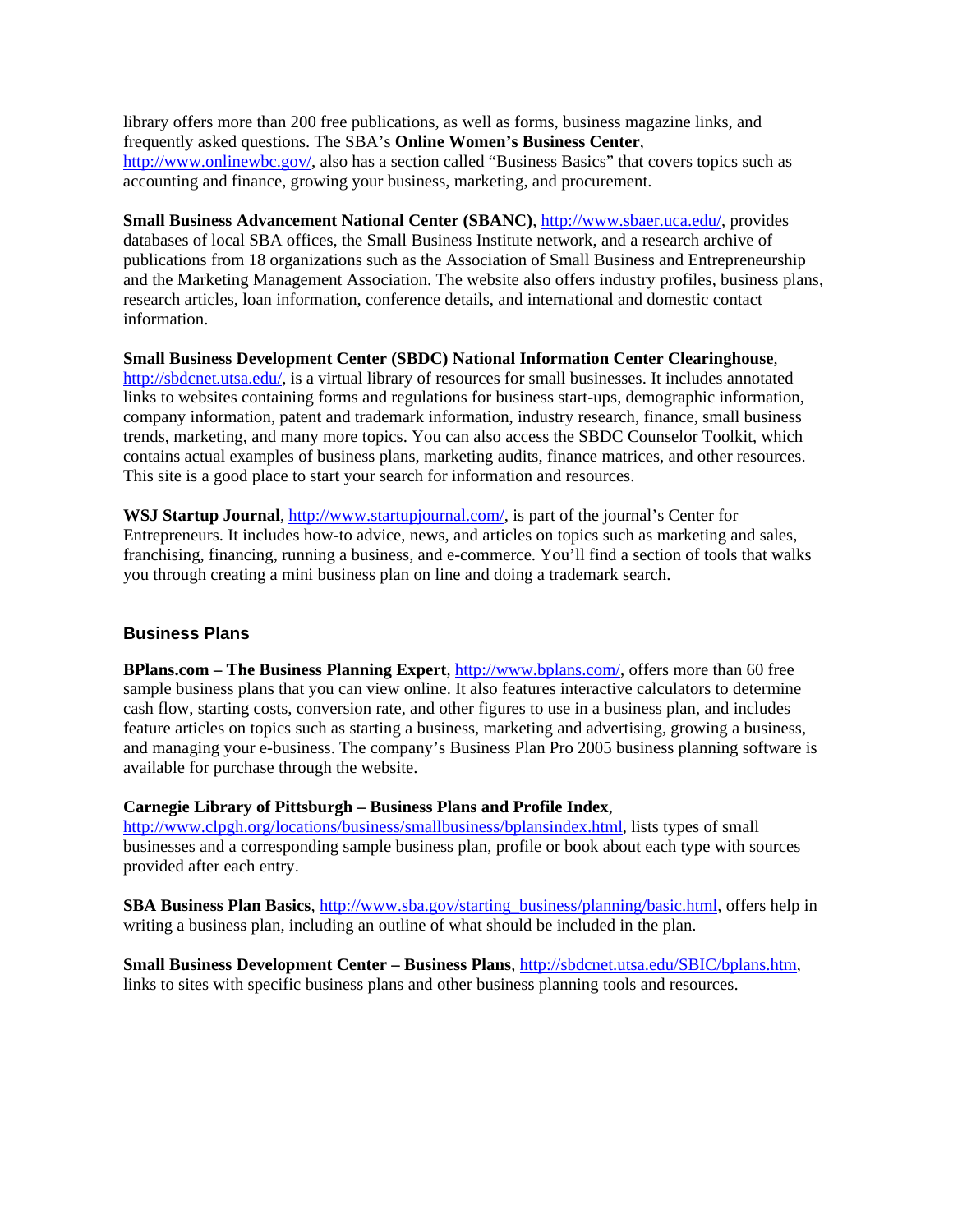library offers more than 200 free publications, as well as forms, business magazine links, and frequently asked questions. The SBA's **Online Women's Business Center**, http://www.onlinewbc.gov/, also has a section called "Business Basics" that covers topics such as accounting and finance, growing your business, marketing, and procurement.

**Small Business Advancement National Center (SBANC)**, http://www.sbaer.uca.edu/, provides databases of local SBA offices, the Small Business Institute network, and a research archive of publications from 18 organizations such as the Association of Small Business and Entrepreneurship and the Marketing Management Association. The website also offers industry profiles, business plans, research articles, loan information, conference details, and international and domestic contact information.

**Small Business Development Center (SBDC) National Information Center Clearinghouse**, http://sbdcnet.utsa.edu/, is a virtual library of resources for small businesses. It includes annotated links to websites containing forms and regulations for business start-ups, demographic information, company information, patent and trademark information, industry research, finance, small business trends, marketing, and many more topics. You can also access the SBDC Counselor Toolkit, which contains actual examples of business plans, marketing audits, finance matrices, and other resources. This site is a good place to start your search for information and resources.

**WSJ Startup Journal**, http://www.startupjournal.com/, is part of the journal's Center for Entrepreneurs. It includes how-to advice, news, and articles on topics such as marketing and sales, franchising, financing, running a business, and e-commerce. You'll find a section of tools that walks you through creating a mini business plan on line and doing a trademark search.

## Business Plans

**BPlans.com – The Business Planning Expert**, http://www.bplans.com/, offers more than 60 free sample business plans that you can view online. It also features interactive calculators to determine cash flow, starting costs, conversion rate, and other figures to use in a business plan, and includes feature articles on topics such as starting a business, marketing and advertising, growing a business, and managing your e-business. The company's Business Plan Pro 2005 business planning software is available for purchase through the website.

**Carnegie Library of Pittsburgh – Business Plans and Profile Index**, http://www.clpgh.org/locations/business/smallbusiness/bplansindex.html, lists types of small businesses and a corresponding sample business plan, profile or book about each type with sources provided after each entry.

**SBA Business Plan Basics**, http://www.sba.gov/starting_business/planning/basic.html, offers help in writing a business plan, including an outline of what should be included in the plan.

**Small Business Development Center – Business Plans**, http://sbdcnet.utsa.edu/SBIC/bplans.htm, links to sites with specific business plans and other business planning tools and resources.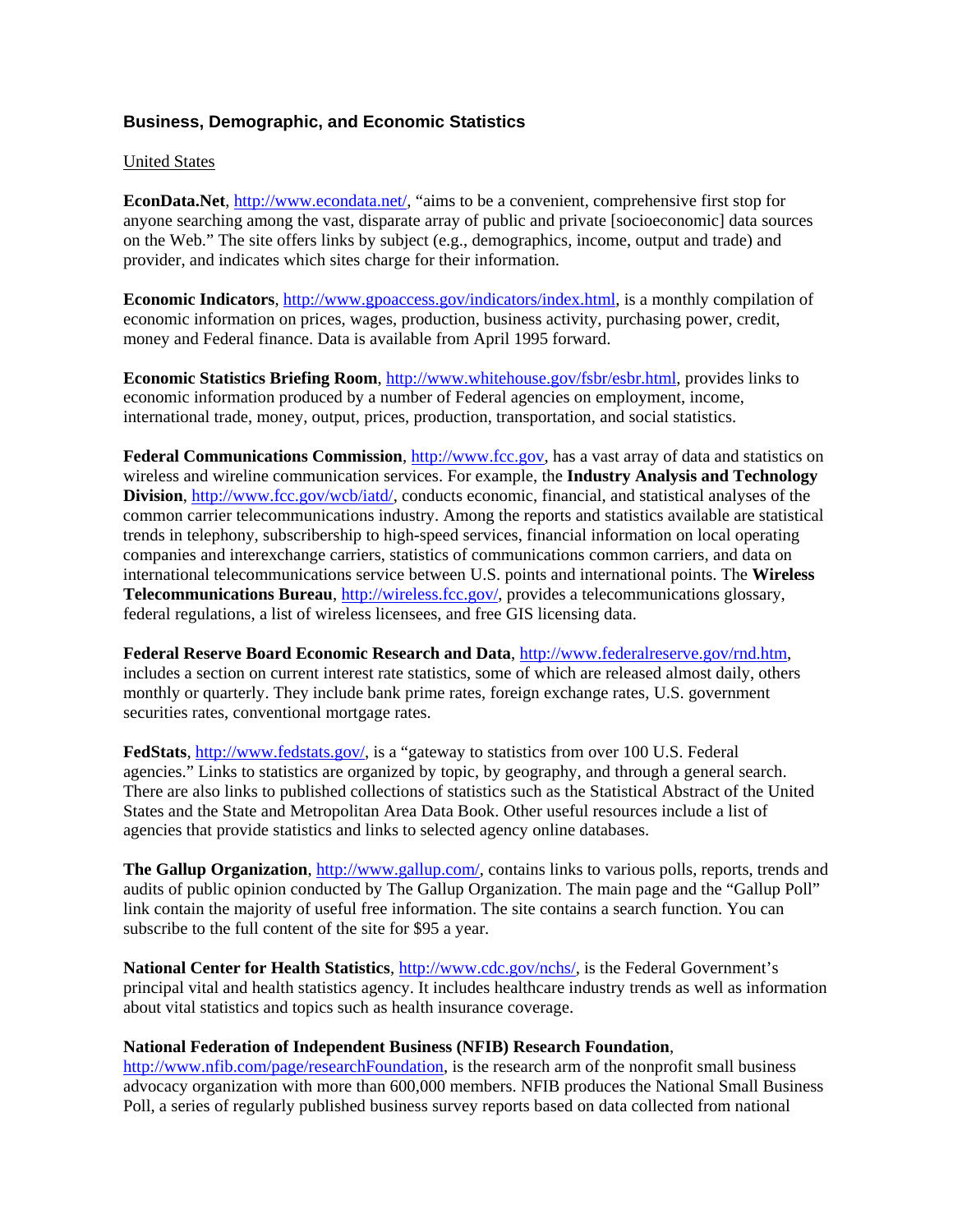### Business, Demographic, and Economic Statistics

United States

**EconData.Net**, http://www.econdata.net/, "aims to be a convenient, comprehensive first stop for anyone searching among the vast, disparate array of public and private [socioeconomic] data sources on the Web." The site offers links by subject (e.g., demographics, income, output and trade) and provider, and indicates which sites charge for their information.

**Economic Indicators**, http://www.gpoaccess.gov/indicators/index.html, is a monthly compilation of economic information on prices, wages, production, business activity, purchasing power, credit, money and Federal finance. Data is available from April 1995 forward.

**Economic Statistics Briefing Room**, http://www.whitehouse.gov/fsbr/esbr.html, provides links to economic information produced by a number of Federal agencies on employment, income, international trade, money, output, prices, production, transportation, and social statistics.

**Federal Communications Commission**, http://www.fcc.gov, has a vast array of data and statistics on wireless and wireline communication services. For example, the **Industry Analysis and Technology Division**, http://www.fcc.gov/wcb/iatd/, conducts economic, financial, and statistical analyses of the common carrier telecommunications industry. Among the reports and statistics available are statistical trends in telephony, subscribership to high-speed services, financial information on local operating companies and interexchange carriers, statistics of communications common carriers, and data on international telecommunications service between U.S. points and international points. The **Wireless Telecommunications Bureau**, http://wireless.fcc.gov/, provides a telecommunications glossary, federal regulations, a list of wireless licensees, and free GIS licensing data.

**Federal Reserve Board Economic Research and Data**, http://www.federalreserve.gov/rnd.htm, includes a section on current interest rate statistics, some of which are released almost daily, others monthly or quarterly. They include bank prime rates, foreign exchange rates, U.S. government securities rates, conventional mortgage rates.

**FedStats**, http://www.fedstats.gov/, is a "gateway to statistics from over 100 U.S. Federal agencies." Links to statistics are organized by topic, by geography, and through a general search. There are also links to published collections of statistics such as the Statistical Abstract of the United States and the State and Metropolitan Area Data Book. Other useful resources include a list of agencies that provide statistics and links to selected agency online databases.

**The Gallup Organization**, http://www.gallup.com/, contains links to various polls, reports, trends and audits of public opinion conducted by The Gallup Organization. The main page and the "Gallup Poll" link contain the majority of useful free information. The site contains a search function. You can subscribe to the full content of the site for $95 a year.

**National Center for Health Statistics**, http://www.cdc.gov/nchs/, is the Federal Government's principal vital and health statistics agency. It includes healthcare industry trends as well as information about vital statistics and topics such as health insurance coverage.

**National Federation of Independent Business (NFIB) Research Foundation**, http://www.nfib.com/page/researchFoundation, is the research arm of the nonprofit small business advocacy organization with more than 600,000 members. NFIB produces the National Small Business Poll, a series of regularly published business survey reports based on data collected from national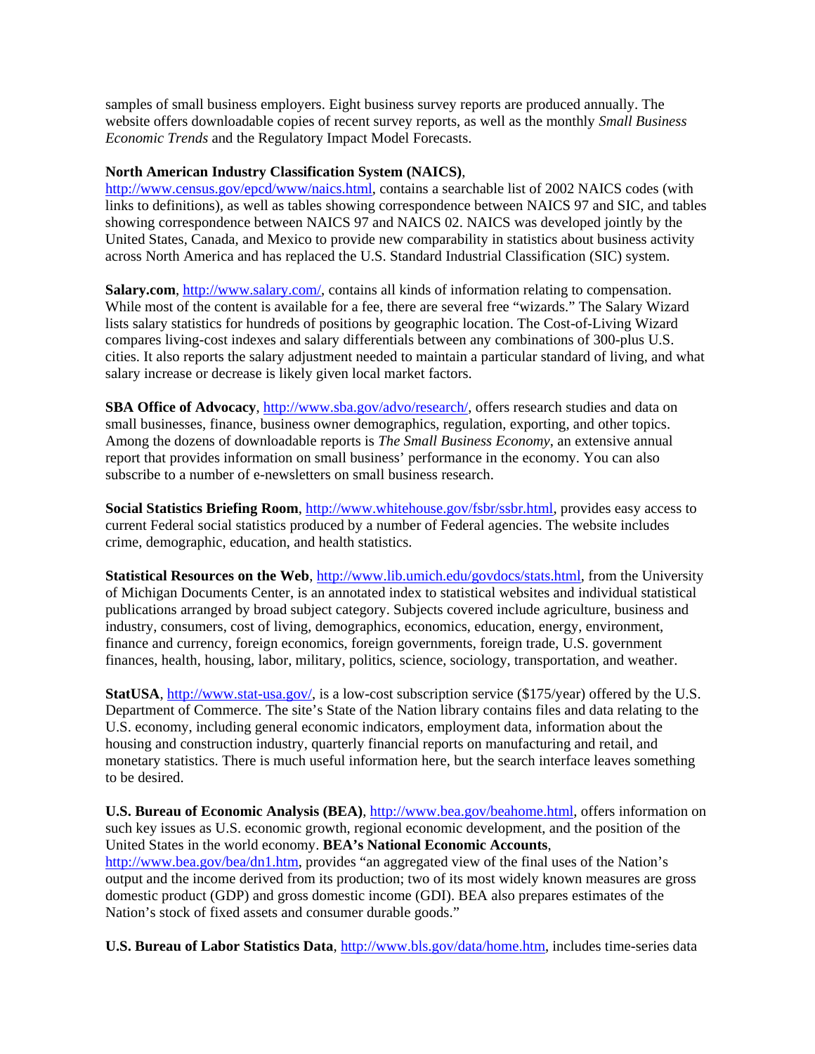samples of small business employers. Eight business survey reports are produced annually. The website offers downloadable copies of recent survey reports, as well as the monthly *Small Business Economic Trends* and the Regulatory Impact Model Forecasts.

**North American Industry Classification System (NAICS)**, http://www.census.gov/epcd/www/naics.html, contains a searchable list of 2002 NAICS codes (with links to definitions), as well as tables showing correspondence between NAICS 97 and SIC, and tables showing correspondence between NAICS 97 and NAICS 02. NAICS was developed jointly by the United States, Canada, and Mexico to provide new comparability in statistics about business activity across North America and has replaced the U.S. Standard Industrial Classification (SIC) system.

**Salary.com**, http://www.salary.com/, contains all kinds of information relating to compensation. While most of the content is available for a fee, there are several free "wizards." The Salary Wizard lists salary statistics for hundreds of positions by geographic location. The Cost-of-Living Wizard compares living-cost indexes and salary differentials between any combinations of 300-plus U.S. cities. It also reports the salary adjustment needed to maintain a particular standard of living, and what salary increase or decrease is likely given local market factors.

**SBA Office of Advocacy**, http://www.sba.gov/advo/research/, offers research studies and data on small businesses, finance, business owner demographics, regulation, exporting, and other topics. Among the dozens of downloadable reports is *The Small Business Economy*, an extensive annual report that provides information on small business' performance in the economy. You can also subscribe to a number of e-newsletters on small business research.

**Social Statistics Briefing Room**, http://www.whitehouse.gov/fsbr/ssbr.html, provides easy access to current Federal social statistics produced by a number of Federal agencies. The website includes crime, demographic, education, and health statistics.

**Statistical Resources on the Web**, http://www.lib.umich.edu/govdocs/stats.html, from the University of Michigan Documents Center, is an annotated index to statistical websites and individual statistical publications arranged by broad subject category. Subjects covered include agriculture, business and industry, consumers, cost of living, demographics, economics, education, energy, environment, finance and currency, foreign economics, foreign governments, foreign trade, U.S. government finances, health, housing, labor, military, politics, science, sociology, transportation, and weather.

**StatUSA**, http://www.stat-usa.gov/, is a low-cost subscription service ($175/year) offered by the U.S. Department of Commerce. The site's State of the Nation library contains files and data relating to the U.S. economy, including general economic indicators, employment data, information about the housing and construction industry, quarterly financial reports on manufacturing and retail, and monetary statistics. There is much useful information here, but the search interface leaves something to be desired.

**U.S. Bureau of Economic Analysis (BEA)**, http://www.bea.gov/beahome.html, offers information on such key issues as U.S. economic growth, regional economic development, and the position of the United States in the world economy. **BEA's National Economic Accounts**, http://www.bea.gov/bea/dn1.htm, provides "an aggregated view of the final uses of the Nation's output and the income derived from its production; two of its most widely known measures are gross domestic product (GDP) and gross domestic income (GDI). BEA also prepares estimates of the Nation's stock of fixed assets and consumer durable goods."

**U.S. Bureau of Labor Statistics Data**, http://www.bls.gov/data/home.htm, includes time-series data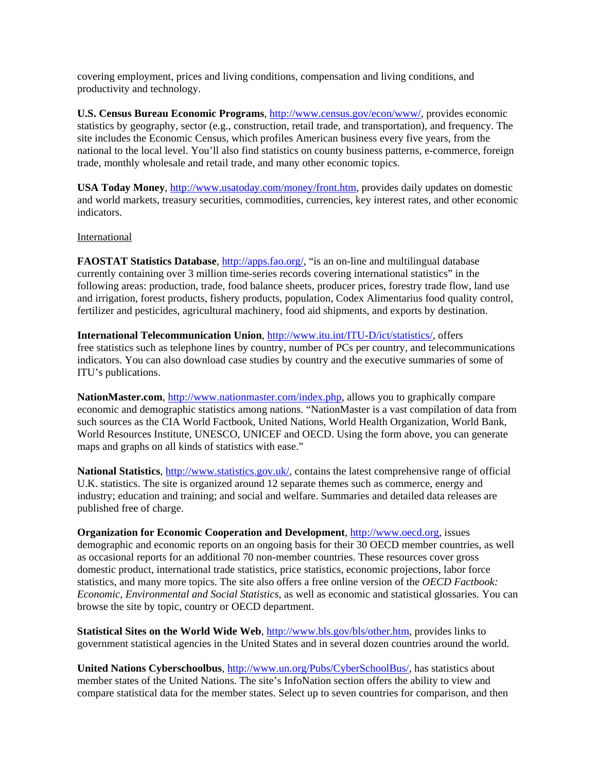covering employment, prices and living conditions, compensation and living conditions, and productivity and technology.

**U.S. Census Bureau Economic Programs**, http://www.census.gov/econ/www/, provides economic statistics by geography, sector (e.g., construction, retail trade, and transportation), and frequency. The site includes the Economic Census, which profiles American business every five years, from the national to the local level. You'll also find statistics on county business patterns, e-commerce, foreign trade, monthly wholesale and retail trade, and many other economic topics.

**USA Today Money**, http://www.usatoday.com/money/front.htm, provides daily updates on domestic and world markets, treasury securities, commodities, currencies, key interest rates, and other economic indicators.

International

**FAOSTAT Statistics Database**, http://apps.fao.org/, "is an on-line and multilingual database currently containing over 3 million time-series records covering international statistics" in the following areas: production, trade, food balance sheets, producer prices, forestry trade flow, land use and irrigation, forest products, fishery products, population, Codex Alimentarius food quality control, fertilizer and pesticides, agricultural machinery, food aid shipments, and exports by destination.

**International Telecommunication Union**, http://www.itu.int/ITU-D/ict/statistics/, offers free statistics such as telephone lines by country, number of PCs per country, and telecommunications indicators. You can also download case studies by country and the executive summaries of some of ITU's publications.

**NationMaster.com**, http://www.nationmaster.com/index.php, allows you to graphically compare economic and demographic statistics among nations. "NationMaster is a vast compilation of data from such sources as the CIA World Factbook, United Nations, World Health Organization, World Bank, World Resources Institute, UNESCO, UNICEF and OECD. Using the form above, you can generate maps and graphs on all kinds of statistics with ease."

**National Statistics**, http://www.statistics.gov.uk/, contains the latest comprehensive range of official U.K. statistics. The site is organized around 12 separate themes such as commerce, energy and industry; education and training; and social and welfare. Summaries and detailed data releases are published free of charge.

**Organization for Economic Cooperation and Development**, http://www.oecd.org, issues demographic and economic reports on an ongoing basis for their 30 OECD member countries, as well as occasional reports for an additional 70 non-member countries. These resources cover gross domestic product, international trade statistics, price statistics, economic projections, labor force statistics, and many more topics. The site also offers a free online version of the *OECD Factbook: Economic, Environmental and Social Statistics*, as well as economic and statistical glossaries. You can browse the site by topic, country or OECD department.

**Statistical Sites on the World Wide Web**, http://www.bls.gov/bls/other.htm, provides links to government statistical agencies in the United States and in several dozen countries around the world.

**United Nations Cyberschoolbus**, http://www.un.org/Pubs/CyberSchoolBus/, has statistics about member states of the United Nations. The site's InfoNation section offers the ability to view and compare statistical data for the member states. Select up to seven countries for comparison, and then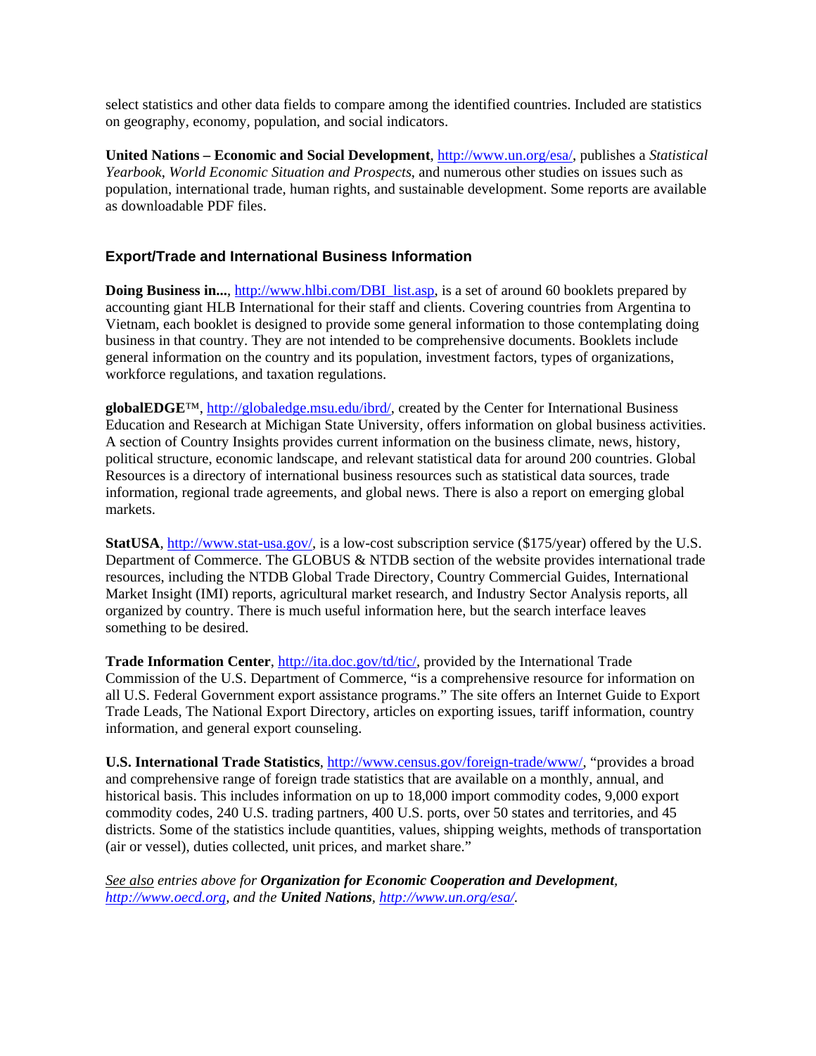select statistics and other data fields to compare among the identified countries. Included are statistics on geography, economy, population, and social indicators.

**United Nations – Economic and Social Development**, http://www.un.org/esa/, publishes a *Statistical Yearbook*, *World Economic Situation and Prospects*, and numerous other studies on issues such as population, international trade, human rights, and sustainable development. Some reports are available as downloadable PDF files.

## Export/Trade and International Business Information

**Doing Business in...**, http://www.hlbi.com/DBI_list.asp, is a set of around 60 booklets prepared by accounting giant HLB International for their staff and clients. Covering countries from Argentina to Vietnam, each booklet is designed to provide some general information to those contemplating doing business in that country. They are not intended to be comprehensive documents. Booklets include general information on the country and its population, investment factors, types of organizations, workforce regulations, and taxation regulations.

**globalEDGE**™, http://globaledge.msu.edu/ibrd/, created by the Center for International Business Education and Research at Michigan State University, offers information on global business activities. A section of Country Insights provides current information on the business climate, news, history, political structure, economic landscape, and relevant statistical data for around 200 countries. Global Resources is a directory of international business resources such as statistical data sources, trade information, regional trade agreements, and global news. There is also a report on emerging global markets.

**StatUSA**, http://www.stat-usa.gov/, is a low-cost subscription service ($175/year) offered by the U.S. Department of Commerce. The GLOBUS & NTDB section of the website provides international trade resources, including the NTDB Global Trade Directory, Country Commercial Guides, International Market Insight (IMI) reports, agricultural market research, and Industry Sector Analysis reports, all organized by country. There is much useful information here, but the search interface leaves something to be desired.

**Trade Information Center**, http://ita.doc.gov/td/tic/, provided by the International Trade Commission of the U.S. Department of Commerce, "is a comprehensive resource for information on all U.S. Federal Government export assistance programs." The site offers an Internet Guide to Export Trade Leads, The National Export Directory, articles on exporting issues, tariff information, country information, and general export counseling.

**U.S. International Trade Statistics**, http://www.census.gov/foreign-trade/www/, "provides a broad and comprehensive range of foreign trade statistics that are available on a monthly, annual, and historical basis. This includes information on up to 18,000 import commodity codes, 9,000 export commodity codes, 240 U.S. trading partners, 400 U.S. ports, over 50 states and territories, and 45 districts. Some of the statistics include quantities, values, shipping weights, methods of transportation (air or vessel), duties collected, unit prices, and market share."

*See also entries above for **Organization for Economic Cooperation and Development**, http://www.oecd.org, and the **United Nations**, http://www.un.org/esa/.*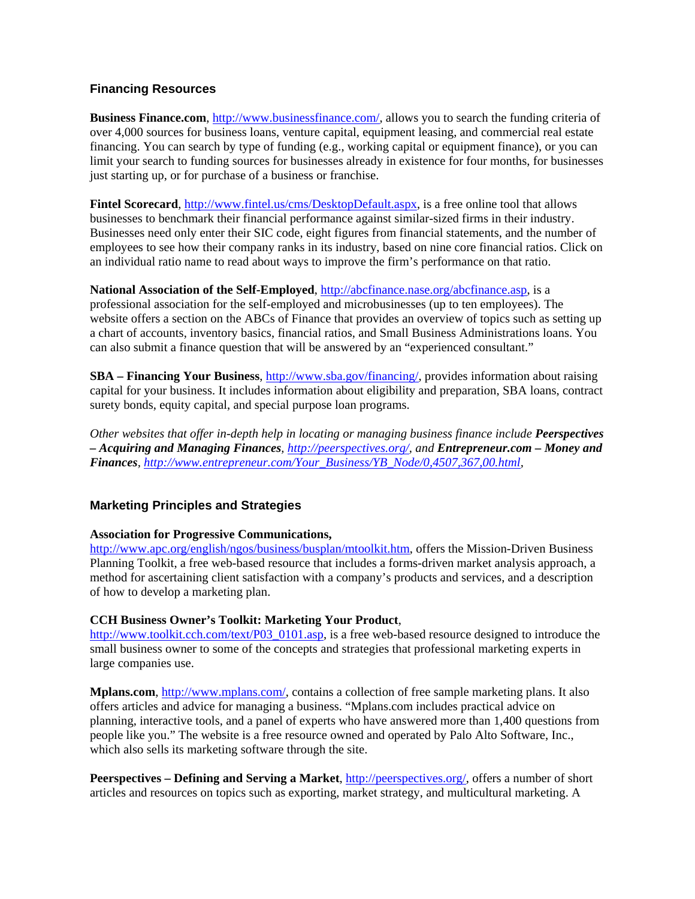## Financing Resources

**Business Finance.com**, http://www.businessfinance.com/, allows you to search the funding criteria of over 4,000 sources for business loans, venture capital, equipment leasing, and commercial real estate financing. You can search by type of funding (e.g., working capital or equipment finance), or you can limit your search to funding sources for businesses already in existence for four months, for businesses just starting up, or for purchase of a business or franchise.

**Fintel Scorecard**, http://www.fintel.us/cms/DesktopDefault.aspx, is a free online tool that allows businesses to benchmark their financial performance against similar-sized firms in their industry. Businesses need only enter their SIC code, eight figures from financial statements, and the number of employees to see how their company ranks in its industry, based on nine core financial ratios. Click on an individual ratio name to read about ways to improve the firm's performance on that ratio.

**National Association of the Self-Employed**, http://abcfinance.nase.org/abcfinance.asp, is a professional association for the self-employed and microbusinesses (up to ten employees). The website offers a section on the ABCs of Finance that provides an overview of topics such as setting up a chart of accounts, inventory basics, financial ratios, and Small Business Administrations loans. You can also submit a finance question that will be answered by an "experienced consultant."

**SBA – Financing Your Business**, http://www.sba.gov/financing/, provides information about raising capital for your business. It includes information about eligibility and preparation, SBA loans, contract surety bonds, equity capital, and special purpose loan programs.

*Other websites that offer in-depth help in locating or managing business finance include* ***Peerspectives – Acquiring and Managing Finances****, http://peerspectives.org/, and* ***Entrepreneur.com – Money and Finances****, http://www.entrepreneur.com/Your_Business/YB_Node/0,4507,367,00.html,*

## Marketing Principles and Strategies

**Association for Progressive Communications,**
http://www.apc.org/english/ngos/business/busplan/mtoolkit.htm, offers the Mission-Driven Business Planning Toolkit, a free web-based resource that includes a forms-driven market analysis approach, a method for ascertaining client satisfaction with a company's products and services, and a description of how to develop a marketing plan.

**CCH Business Owner's Toolkit: Marketing Your Product**,
http://www.toolkit.cch.com/text/P03_0101.asp, is a free web-based resource designed to introduce the small business owner to some of the concepts and strategies that professional marketing experts in large companies use.

**Mplans.com**, http://www.mplans.com/, contains a collection of free sample marketing plans. It also offers articles and advice for managing a business. "Mplans.com includes practical advice on planning, interactive tools, and a panel of experts who have answered more than 1,400 questions from people like you." The website is a free resource owned and operated by Palo Alto Software, Inc., which also sells its marketing software through the site.

**Peerspectives – Defining and Serving a Market**, http://peerspectives.org/, offers a number of short articles and resources on topics such as exporting, market strategy, and multicultural marketing. A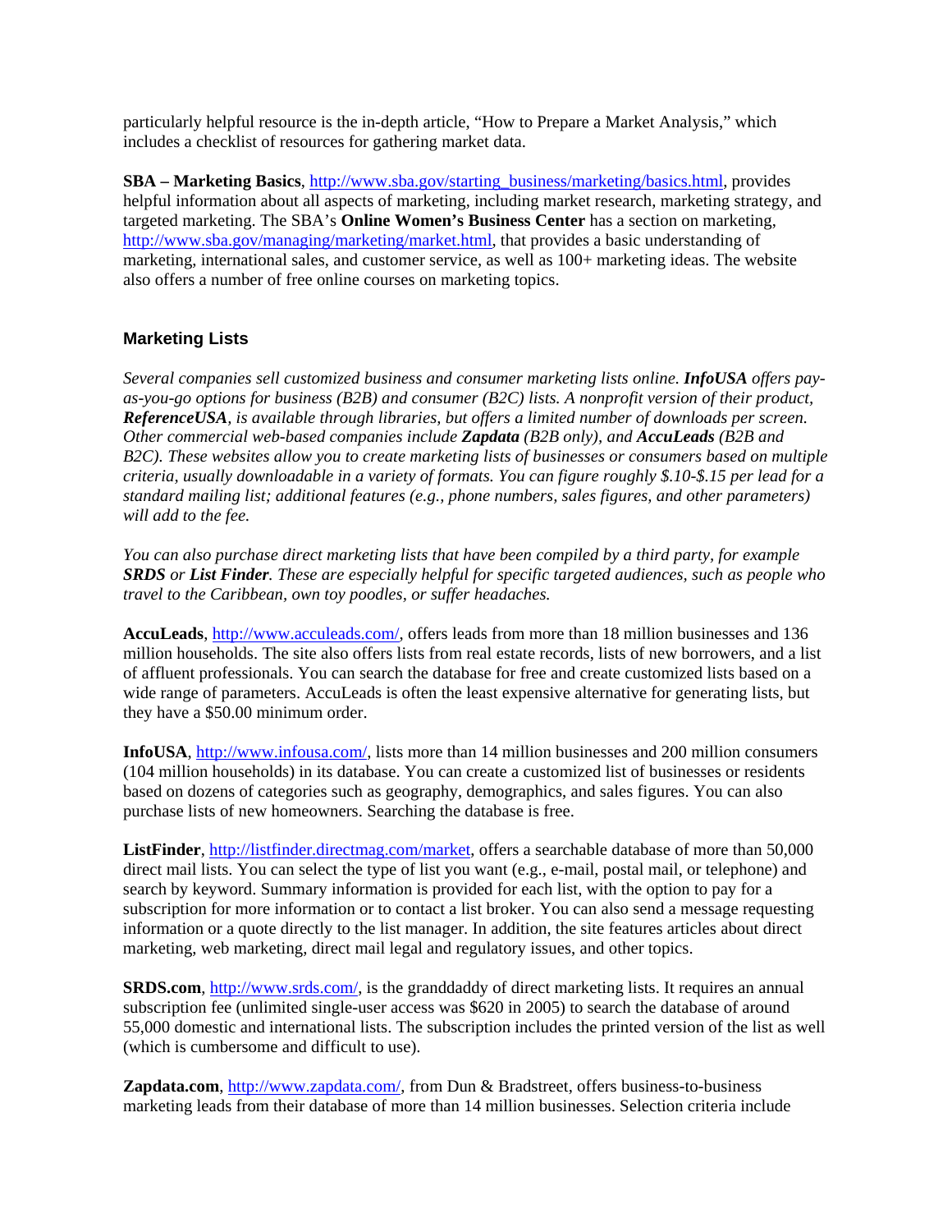particularly helpful resource is the in-depth article, "How to Prepare a Market Analysis," which includes a checklist of resources for gathering market data.

**SBA – Marketing Basics**, http://www.sba.gov/starting_business/marketing/basics.html, provides helpful information about all aspects of marketing, including market research, marketing strategy, and targeted marketing. The SBA's **Online Women's Business Center** has a section on marketing, http://www.sba.gov/managing/marketing/market.html, that provides a basic understanding of marketing, international sales, and customer service, as well as 100+ marketing ideas. The website also offers a number of free online courses on marketing topics.

## Marketing Lists

*Several companies sell customized business and consumer marketing lists online.* ***InfoUSA*** *offers pay-as-you-go options for business (B2B) and consumer (B2C) lists. A nonprofit version of their product,* ***ReferenceUSA****, is available through libraries, but offers a limited number of downloads per screen. Other commercial web-based companies include* ***Zapdata*** *(B2B only), and* ***AccuLeads*** *(B2B and B2C). These websites allow you to create marketing lists of businesses or consumers based on multiple criteria, usually downloadable in a variety of formats. You can figure roughly $.10-$.15 per lead for a standard mailing list; additional features (e.g., phone numbers, sales figures, and other parameters) will add to the fee.*

*You can also purchase direct marketing lists that have been compiled by a third party, for example* ***SRDS*** *or* ***List Finder****. These are especially helpful for specific targeted audiences, such as people who travel to the Caribbean, own toy poodles, or suffer headaches.*

**AccuLeads**, http://www.acculeads.com/, offers leads from more than 18 million businesses and 136 million households. The site also offers lists from real estate records, lists of new borrowers, and a list of affluent professionals. You can search the database for free and create customized lists based on a wide range of parameters. AccuLeads is often the least expensive alternative for generating lists, but they have a $50.00 minimum order.

**InfoUSA**, http://www.infousa.com/, lists more than 14 million businesses and 200 million consumers (104 million households) in its database. You can create a customized list of businesses or residents based on dozens of categories such as geography, demographics, and sales figures. You can also purchase lists of new homeowners. Searching the database is free.

**ListFinder**, http://listfinder.directmag.com/market, offers a searchable database of more than 50,000 direct mail lists. You can select the type of list you want (e.g., e-mail, postal mail, or telephone) and search by keyword. Summary information is provided for each list, with the option to pay for a subscription for more information or to contact a list broker. You can also send a message requesting information or a quote directly to the list manager. In addition, the site features articles about direct marketing, web marketing, direct mail legal and regulatory issues, and other topics.

**SRDS.com**, http://www.srds.com/, is the granddaddy of direct marketing lists. It requires an annual subscription fee (unlimited single-user access was $620 in 2005) to search the database of around 55,000 domestic and international lists. The subscription includes the printed version of the list as well (which is cumbersome and difficult to use).

**Zapdata.com**, http://www.zapdata.com/, from Dun & Bradstreet, offers business-to-business marketing leads from their database of more than 14 million businesses. Selection criteria include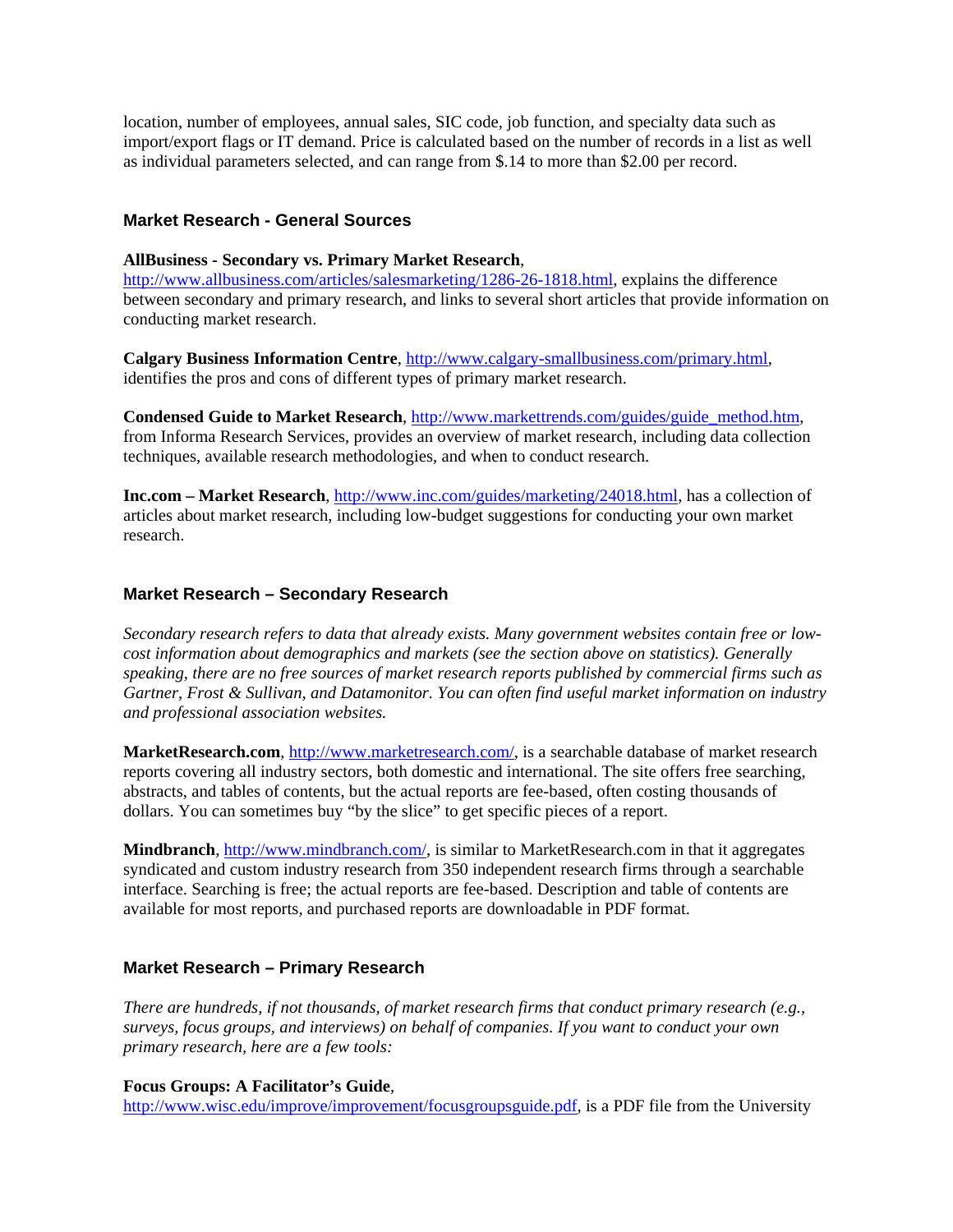location, number of employees, annual sales, SIC code, job function, and specialty data such as import/export flags or IT demand. Price is calculated based on the number of records in a list as well as individual parameters selected, and can range from $.14 to more than $2.00 per record.

### Market Research - General Sources

**AllBusiness - Secondary vs. Primary Market Research**, http://www.allbusiness.com/articles/salesmarketing/1286-26-1818.html, explains the difference between secondary and primary research, and links to several short articles that provide information on conducting market research.

**Calgary Business Information Centre**, http://www.calgary-smallbusiness.com/primary.html, identifies the pros and cons of different types of primary market research.

**Condensed Guide to Market Research**, http://www.markettrends.com/guides/guide_method.htm, from Informa Research Services, provides an overview of market research, including data collection techniques, available research methodologies, and when to conduct research.

**Inc.com – Market Research**, http://www.inc.com/guides/marketing/24018.html, has a collection of articles about market research, including low-budget suggestions for conducting your own market research.

### Market Research – Secondary Research

*Secondary research refers to data that already exists. Many government websites contain free or low-cost information about demographics and markets (see the section above on statistics). Generally speaking, there are no free sources of market research reports published by commercial firms such as Gartner, Frost & Sullivan, and Datamonitor. You can often find useful market information on industry and professional association websites.*

**MarketResearch.com**, http://www.marketresearch.com/, is a searchable database of market research reports covering all industry sectors, both domestic and international. The site offers free searching, abstracts, and tables of contents, but the actual reports are fee-based, often costing thousands of dollars. You can sometimes buy "by the slice" to get specific pieces of a report.

**Mindbranch**, http://www.mindbranch.com/, is similar to MarketResearch.com in that it aggregates syndicated and custom industry research from 350 independent research firms through a searchable interface. Searching is free; the actual reports are fee-based. Description and table of contents are available for most reports, and purchased reports are downloadable in PDF format.

### Market Research – Primary Research

*There are hundreds, if not thousands, of market research firms that conduct primary research (e.g., surveys, focus groups, and interviews) on behalf of companies. If you want to conduct your own primary research, here are a few tools:*

**Focus Groups: A Facilitator's Guide**, http://www.wisc.edu/improve/improvement/focusgroupsguide.pdf, is a PDF file from the University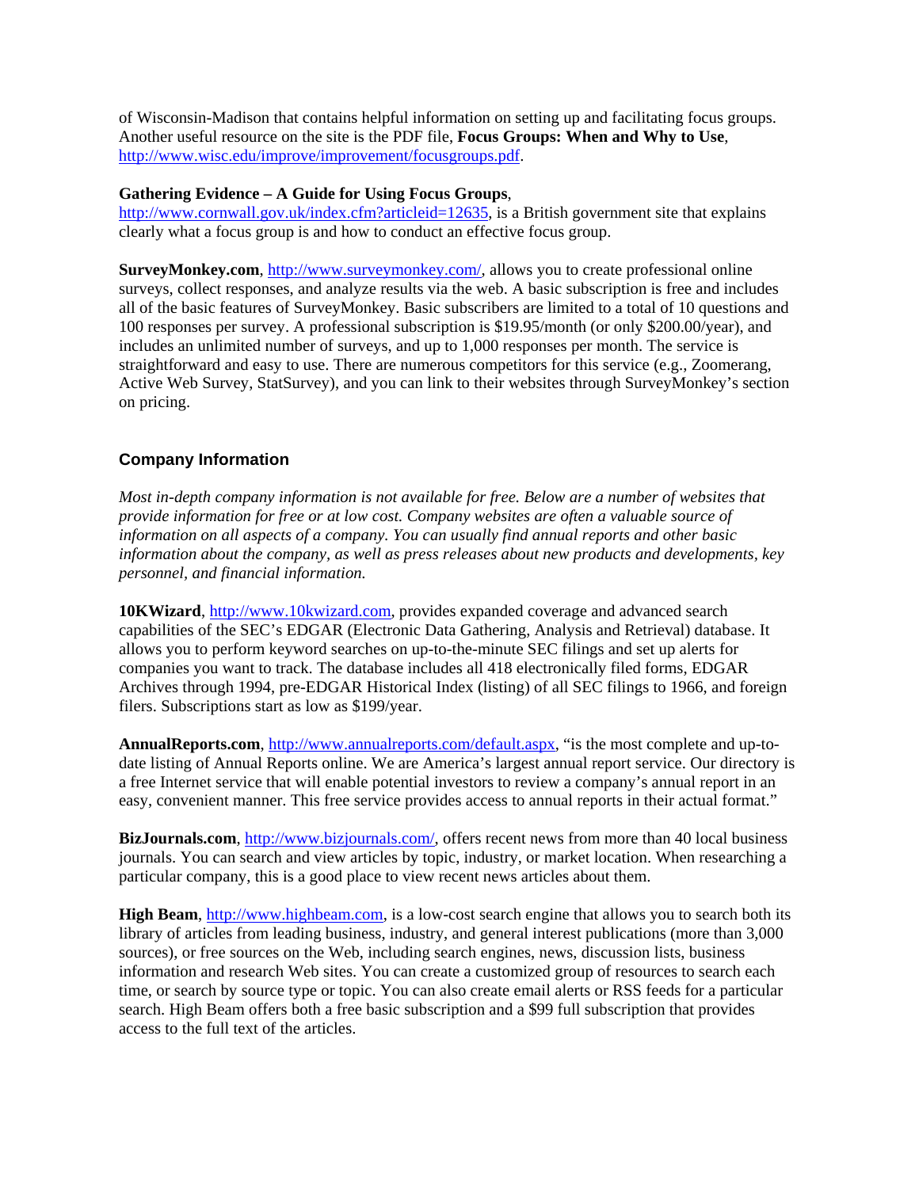of Wisconsin-Madison that contains helpful information on setting up and facilitating focus groups. Another useful resource on the site is the PDF file, **Focus Groups: When and Why to Use**, http://www.wisc.edu/improve/improvement/focusgroups.pdf.

**Gathering Evidence – A Guide for Using Focus Groups**, http://www.cornwall.gov.uk/index.cfm?articleid=12635, is a British government site that explains clearly what a focus group is and how to conduct an effective focus group.

**SurveyMonkey.com**, http://www.surveymonkey.com/, allows you to create professional online surveys, collect responses, and analyze results via the web. A basic subscription is free and includes all of the basic features of SurveyMonkey. Basic subscribers are limited to a total of 10 questions and 100 responses per survey. A professional subscription is $19.95/month (or only $200.00/year), and includes an unlimited number of surveys, and up to 1,000 responses per month. The service is straightforward and easy to use. There are numerous competitors for this service (e.g., Zoomerang, Active Web Survey, StatSurvey), and you can link to their websites through SurveyMonkey's section on pricing.

## Company Information

*Most in-depth company information is not available for free. Below are a number of websites that provide information for free or at low cost. Company websites are often a valuable source of information on all aspects of a company. You can usually find annual reports and other basic information about the company, as well as press releases about new products and developments, key personnel, and financial information.*

**10KWizard**, http://www.10kwizard.com, provides expanded coverage and advanced search capabilities of the SEC's EDGAR (Electronic Data Gathering, Analysis and Retrieval) database. It allows you to perform keyword searches on up-to-the-minute SEC filings and set up alerts for companies you want to track. The database includes all 418 electronically filed forms, EDGAR Archives through 1994, pre-EDGAR Historical Index (listing) of all SEC filings to 1966, and foreign filers. Subscriptions start as low as $199/year.

**AnnualReports.com**, http://www.annualreports.com/default.aspx, "is the most complete and up-to-date listing of Annual Reports online. We are America's largest annual report service. Our directory is a free Internet service that will enable potential investors to review a company's annual report in an easy, convenient manner. This free service provides access to annual reports in their actual format."

**BizJournals.com**, http://www.bizjournals.com/, offers recent news from more than 40 local business journals. You can search and view articles by topic, industry, or market location. When researching a particular company, this is a good place to view recent news articles about them.

**High Beam**, http://www.highbeam.com, is a low-cost search engine that allows you to search both its library of articles from leading business, industry, and general interest publications (more than 3,000 sources), or free sources on the Web, including search engines, news, discussion lists, business information and research Web sites. You can create a customized group of resources to search each time, or search by source type or topic. You can also create email alerts or RSS feeds for a particular search. High Beam offers both a free basic subscription and a $99 full subscription that provides access to the full text of the articles.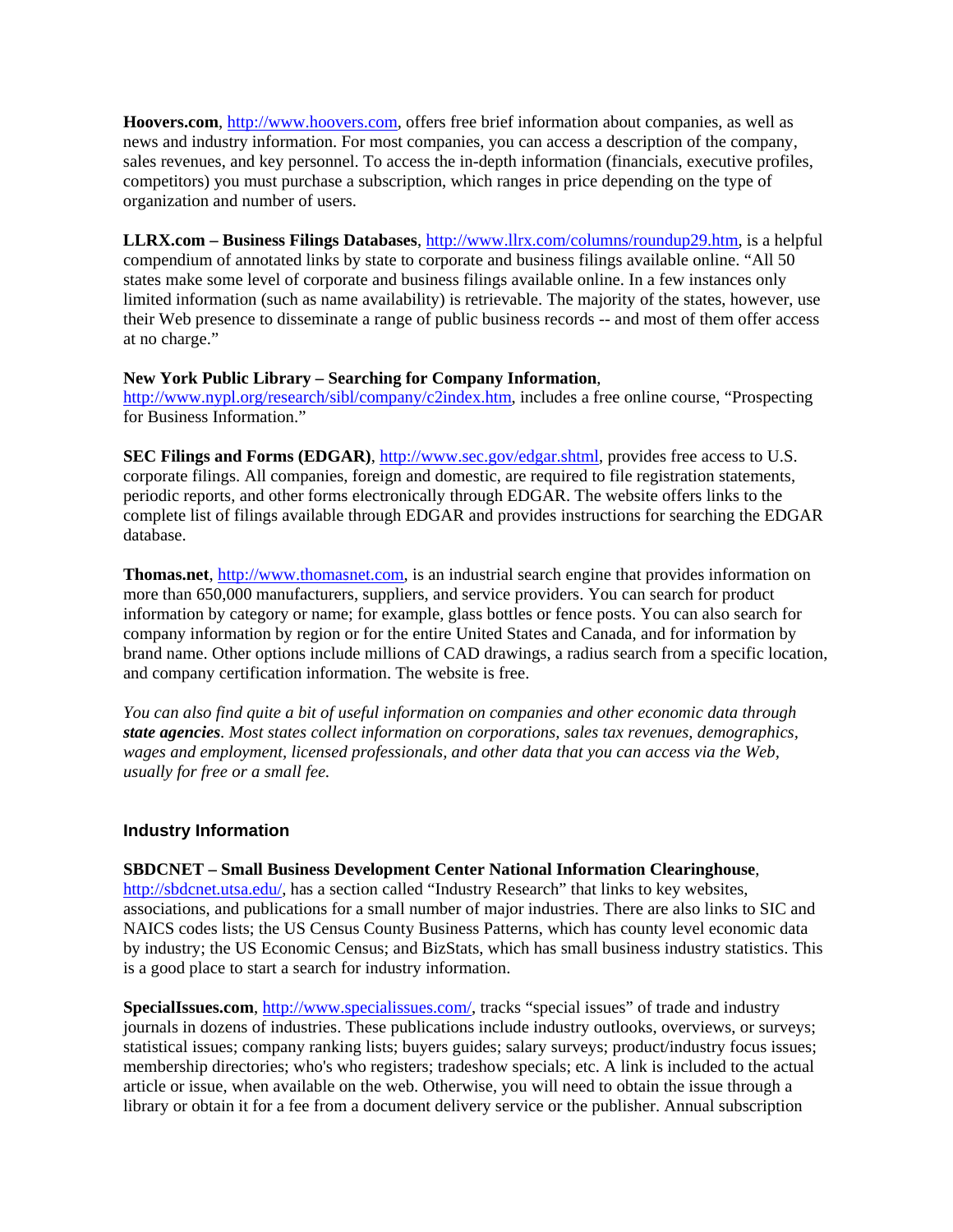**Hoovers.com**, http://www.hoovers.com, offers free brief information about companies, as well as news and industry information. For most companies, you can access a description of the company, sales revenues, and key personnel. To access the in-depth information (financials, executive profiles, competitors) you must purchase a subscription, which ranges in price depending on the type of organization and number of users.

**LLRX.com – Business Filings Databases**, http://www.llrx.com/columns/roundup29.htm, is a helpful compendium of annotated links by state to corporate and business filings available online. "All 50 states make some level of corporate and business filings available online. In a few instances only limited information (such as name availability) is retrievable. The majority of the states, however, use their Web presence to disseminate a range of public business records -- and most of them offer access at no charge."

**New York Public Library – Searching for Company Information**, http://www.nypl.org/research/sibl/company/c2index.htm, includes a free online course, "Prospecting for Business Information."

**SEC Filings and Forms (EDGAR)**, http://www.sec.gov/edgar.shtml, provides free access to U.S. corporate filings. All companies, foreign and domestic, are required to file registration statements, periodic reports, and other forms electronically through EDGAR. The website offers links to the complete list of filings available through EDGAR and provides instructions for searching the EDGAR database.

**Thomas.net**, http://www.thomasnet.com, is an industrial search engine that provides information on more than 650,000 manufacturers, suppliers, and service providers. You can search for product information by category or name; for example, glass bottles or fence posts. You can also search for company information by region or for the entire United States and Canada, and for information by brand name. Other options include millions of CAD drawings, a radius search from a specific location, and company certification information. The website is free.

*You can also find quite a bit of useful information on companies and other economic data through* ***state agencies****. Most states collect information on corporations, sales tax revenues, demographics, wages and employment, licensed professionals, and other data that you can access via the Web, usually for free or a small fee.*

## Industry Information

**SBDCNET – Small Business Development Center National Information Clearinghouse**, http://sbdcnet.utsa.edu/, has a section called "Industry Research" that links to key websites, associations, and publications for a small number of major industries. There are also links to SIC and NAICS codes lists; the US Census County Business Patterns, which has county level economic data by industry; the US Economic Census; and BizStats, which has small business industry statistics. This is a good place to start a search for industry information.

**SpecialIssues.com**, http://www.specialissues.com/, tracks "special issues" of trade and industry journals in dozens of industries. These publications include industry outlooks, overviews, or surveys; statistical issues; company ranking lists; buyers guides; salary surveys; product/industry focus issues; membership directories; who's who registers; tradeshow specials; etc. A link is included to the actual article or issue, when available on the web. Otherwise, you will need to obtain the issue through a library or obtain it for a fee from a document delivery service or the publisher. Annual subscription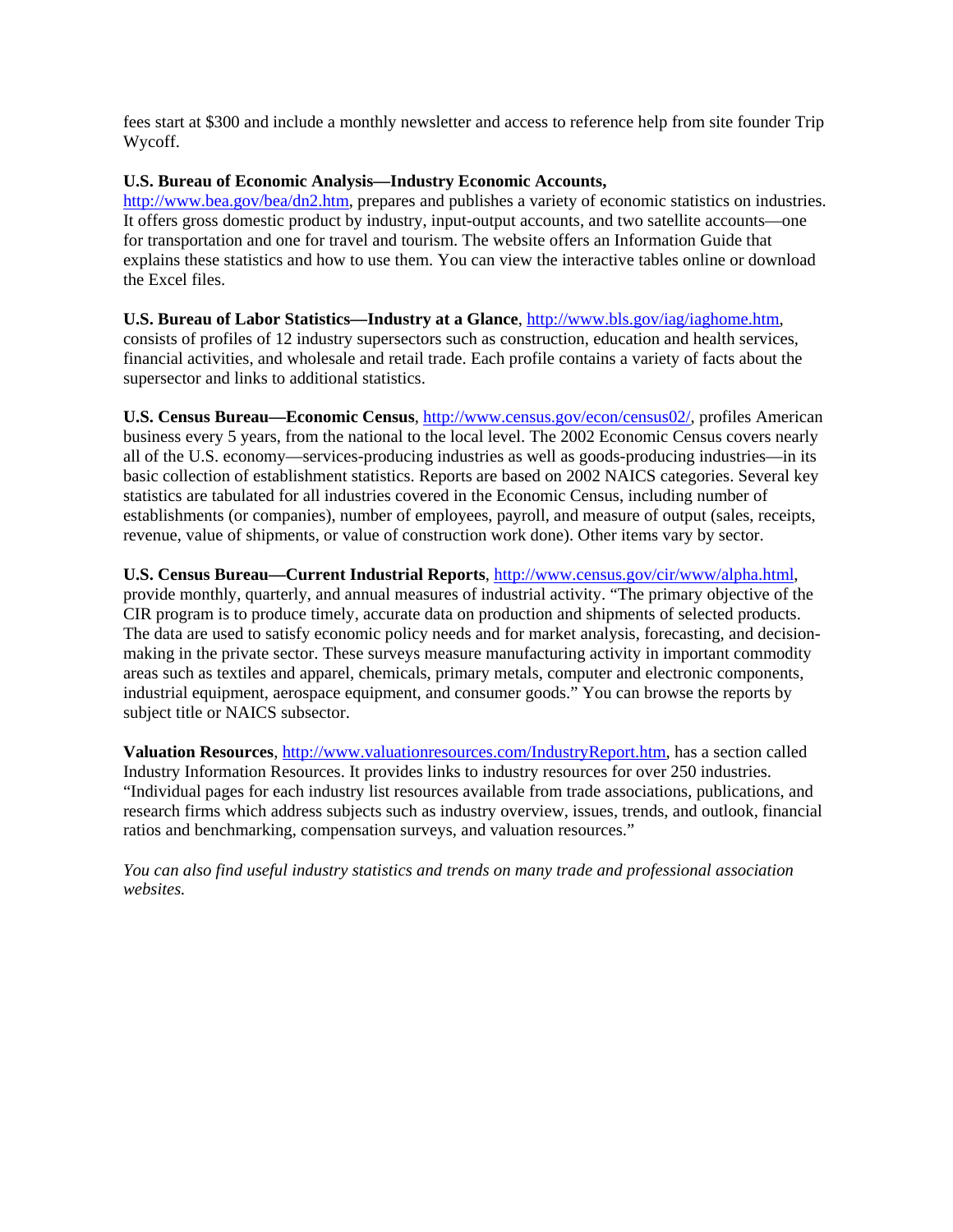fees start at $300 and include a monthly newsletter and access to reference help from site founder Trip Wycoff.

**U.S. Bureau of Economic Analysis—Industry Economic Accounts,** http://www.bea.gov/bea/dn2.htm, prepares and publishes a variety of economic statistics on industries. It offers gross domestic product by industry, input-output accounts, and two satellite accounts—one for transportation and one for travel and tourism. The website offers an Information Guide that explains these statistics and how to use them. You can view the interactive tables online or download the Excel files.

**U.S. Bureau of Labor Statistics—Industry at a Glance**, http://www.bls.gov/iag/iaghome.htm, consists of profiles of 12 industry supersectors such as construction, education and health services, financial activities, and wholesale and retail trade. Each profile contains a variety of facts about the supersector and links to additional statistics.

**U.S. Census Bureau—Economic Census**, http://www.census.gov/econ/census02/, profiles American business every 5 years, from the national to the local level. The 2002 Economic Census covers nearly all of the U.S. economy—services-producing industries as well as goods-producing industries—in its basic collection of establishment statistics. Reports are based on 2002 NAICS categories. Several key statistics are tabulated for all industries covered in the Economic Census, including number of establishments (or companies), number of employees, payroll, and measure of output (sales, receipts, revenue, value of shipments, or value of construction work done). Other items vary by sector.

**U.S. Census Bureau—Current Industrial Reports**, http://www.census.gov/cir/www/alpha.html, provide monthly, quarterly, and annual measures of industrial activity. "The primary objective of the CIR program is to produce timely, accurate data on production and shipments of selected products. The data are used to satisfy economic policy needs and for market analysis, forecasting, and decision-making in the private sector. These surveys measure manufacturing activity in important commodity areas such as textiles and apparel, chemicals, primary metals, computer and electronic components, industrial equipment, aerospace equipment, and consumer goods." You can browse the reports by subject title or NAICS subsector.

**Valuation Resources**, http://www.valuationresources.com/IndustryReport.htm, has a section called Industry Information Resources. It provides links to industry resources for over 250 industries. "Individual pages for each industry list resources available from trade associations, publications, and research firms which address subjects such as industry overview, issues, trends, and outlook, financial ratios and benchmarking, compensation surveys, and valuation resources."

*You can also find useful industry statistics and trends on many trade and professional association websites.*